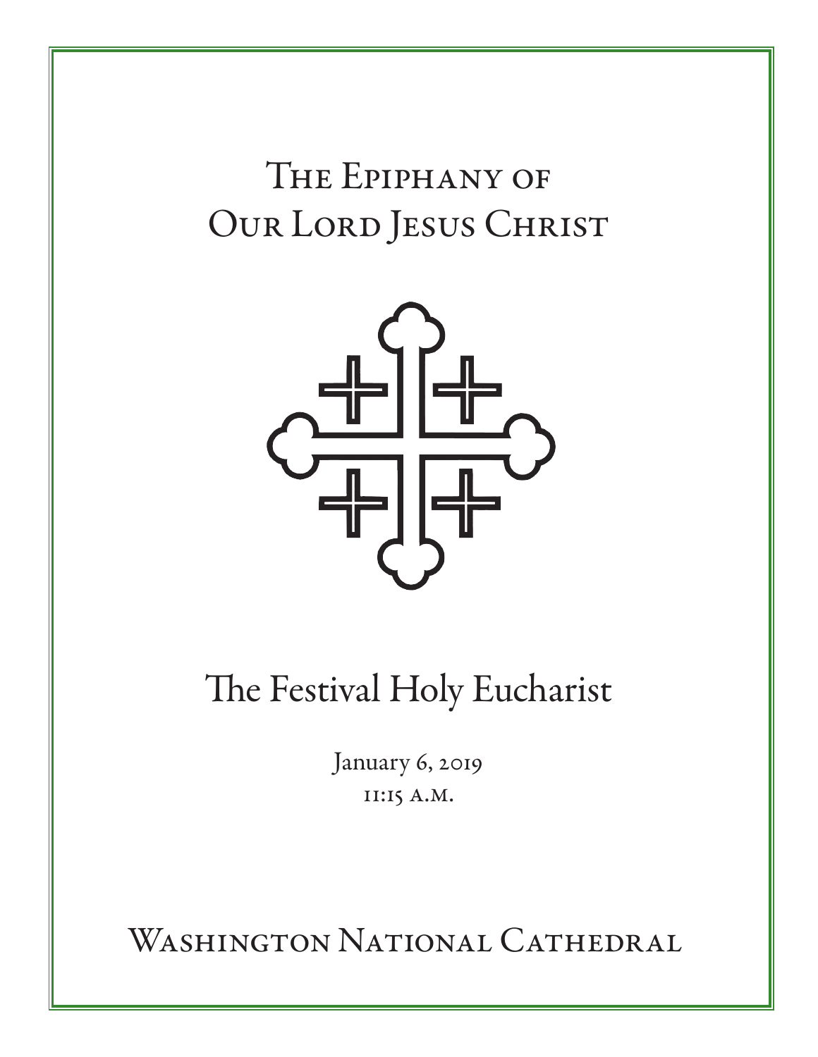# The Epiphany of Our Lord Jesus Christ

## The Festival Holy Eucharist

January 6, 2019

11:15 a.m.

Washington National Cathedral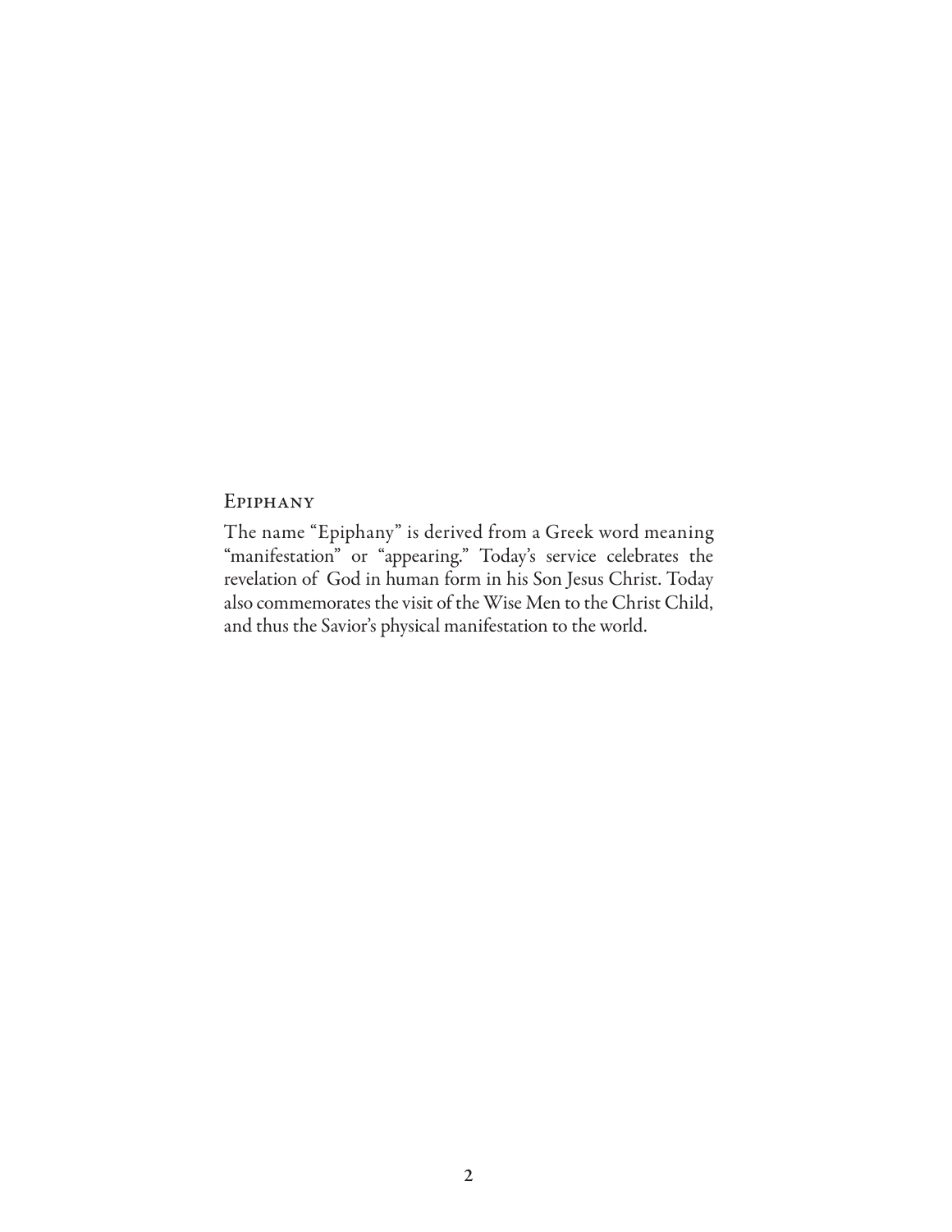## Epiphany

The name "Epiphany" is derived from a Greek word meaning "manifestation" or "appearing." Today's service celebrates the revelation of God in human form in his Son Jesus Christ. Today also commemorates the visit of the Wise Men to the Christ Child, and thus the Savior's physical manifestation to the world.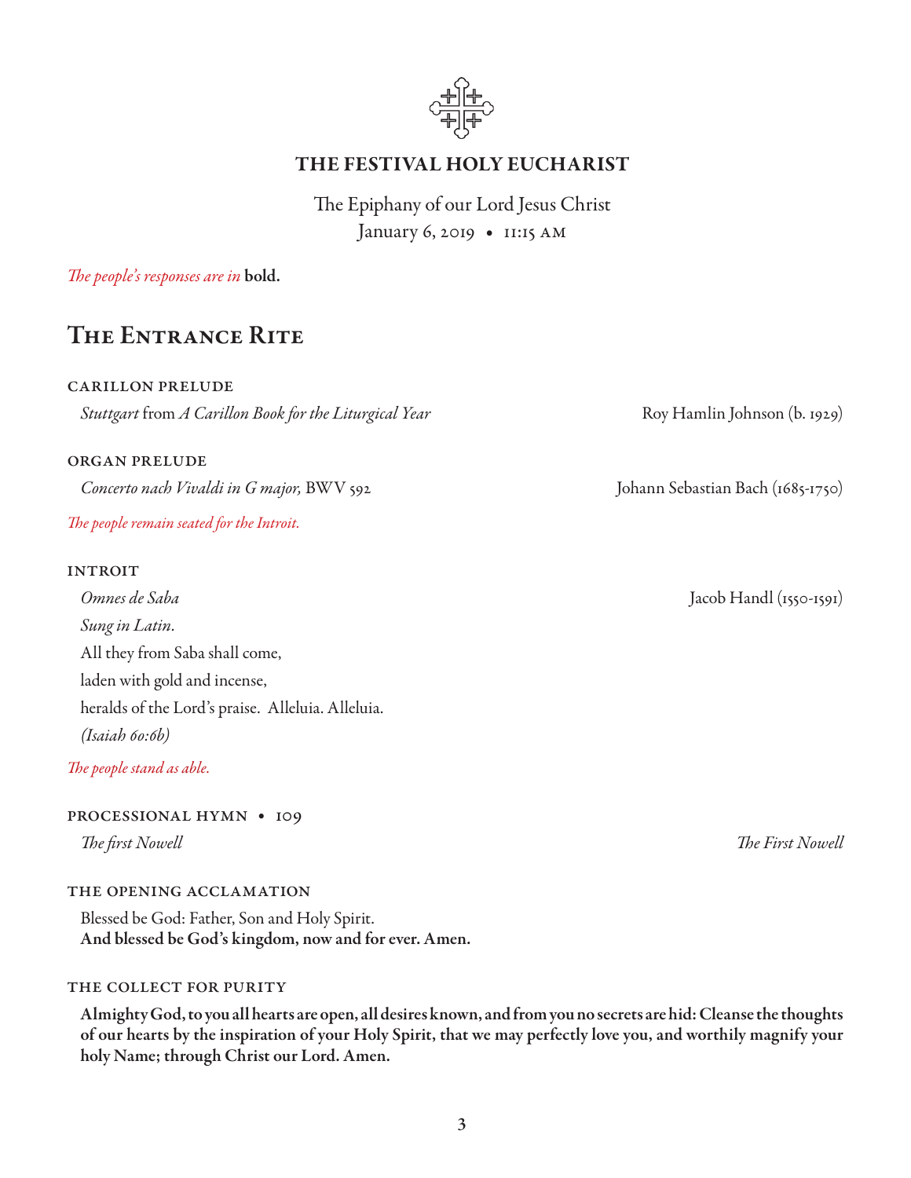# THE FESTIVAL HOLY EUCHARIST

The Epiphany of our Lord Jesus Christ
January 6, 2019 • 11:15 AM

*The people's responses are in* **bold.**

## The Entrance Rite

### CARILLON PRELUDE

*Stuttgart* from *A Carillon Book for the Liturgical Year* — Roy Hamlin Johnson (b. 1929)

### ORGAN PRELUDE

*Concerto nach Vivaldi in G major,* BWV 592 — Johann Sebastian Bach (1685-1750)

*The people remain seated for the Introit.*

### INTROIT

*Omnes de Saba* — Jacob Handl (1550-1591)

*Sung in Latin.*
All they from Saba shall come,
laden with gold and incense,
heralds of the Lord's praise. Alleluia. Alleluia.
*(Isaiah 60:6b)*

*The people stand as able.*

### PROCESSIONAL HYMN • 109

*The first Nowell* — *The First Nowell*

### THE OPENING ACCLAMATION

Blessed be God: Father, Son and Holy Spirit.
**And blessed be God's kingdom, now and for ever. Amen.**

### THE COLLECT FOR PURITY

**Almighty God, to you all hearts are open, all desires known, and from you no secrets are hid: Cleanse the thoughts of our hearts by the inspiration of your Holy Spirit, that we may perfectly love you, and worthily magnify your holy Name; through Christ our Lord. Amen.**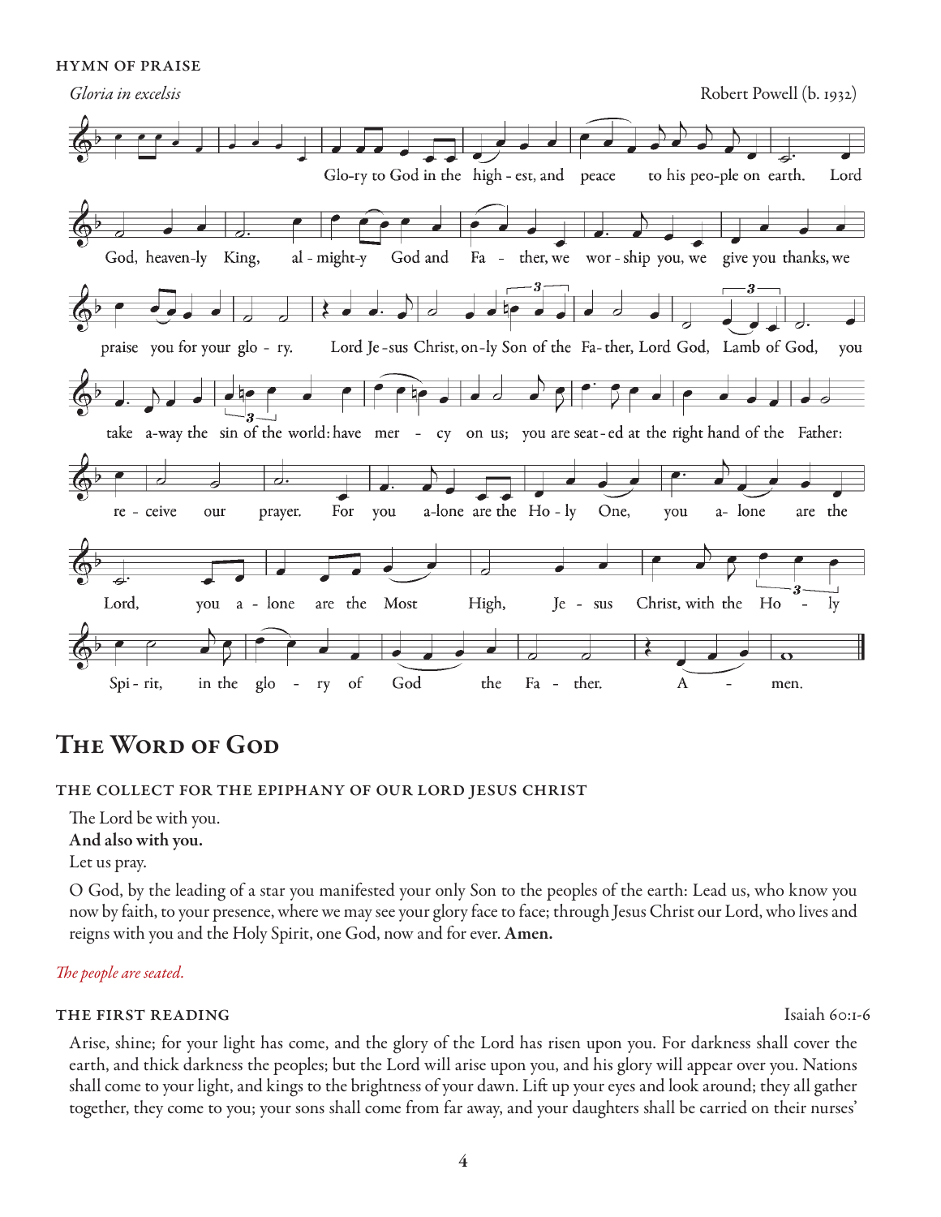HYMN OF PRAISE

*Gloria in excelsis* — Robert Powell (b. 1932)

Glo-ry to God in the high-est, and peace to his peo-ple on earth. Lord God, heaven-ly King, al-might-y God and Fa-ther, we wor-ship you, we give you thanks, we praise you for your glo-ry. Lord Je-sus Christ, on-ly Son of the Fa-ther, Lord God, Lamb of God, you take a-way the sin of the world: have mer-cy on us; you are seat-ed at the right hand of the Father: re-ceive our prayer. For you a-lone are the Ho-ly One, you a-lone are the Lord, you a-lone are the Most High, Je-sus Christ, with the Ho-ly Spi-rit, in the glo-ry of God the Fa-ther. A-men.

# The Word of God

THE COLLECT FOR THE EPIPHANY OF OUR LORD JESUS CHRIST

The Lord be with you.
**And also with you.**
Let us pray.

O God, by the leading of a star you manifested your only Son to the peoples of the earth: Lead us, who know you now by faith, to your presence, where we may see your glory face to face; through Jesus Christ our Lord, who lives and reigns with you and the Holy Spirit, one God, now and for ever. **Amen.**

*The people are seated.*

THE FIRST READING — Isaiah 60:1-6

Arise, shine; for your light has come, and the glory of the Lord has risen upon you. For darkness shall cover the earth, and thick darkness the peoples; but the Lord will arise upon you, and his glory will appear over you. Nations shall come to your light, and kings to the brightness of your dawn. Lift up your eyes and look around; they all gather together, they come to you; your sons shall come from far away, and your daughters shall be carried on their nurses'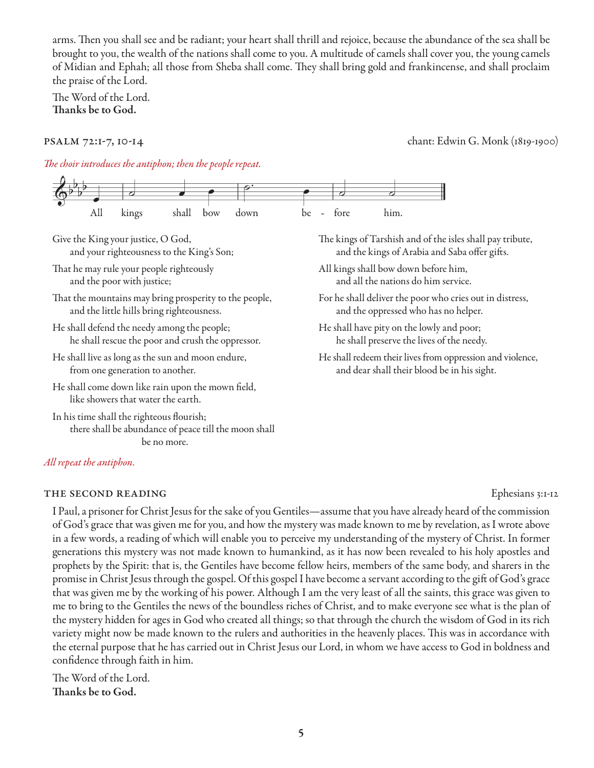arms. Then you shall see and be radiant; your heart shall thrill and rejoice, because the abundance of the sea shall be brought to you, the wealth of the nations shall come to you. A multitude of camels shall cover you, the young camels of Midian and Ephah; all those from Sheba shall come. They shall bring gold and frankincense, and shall proclaim the praise of the Lord.

The Word of the Lord.
**Thanks be to God.**

## PSALM 72:1-7, 10-14

chant: Edwin G. Monk (1819-1900)

*The choir introduces the antiphon; then the people repeat.*

All kings shall bow down be - fore him.

Give the King your justice, O God,
  and your righteousness to the King's Son;

That he may rule your people righteously
  and the poor with justice;

That the mountains may bring prosperity to the people,
  and the little hills bring righteousness.

He shall defend the needy among the people;
  he shall rescue the poor and crush the oppressor.

He shall live as long as the sun and moon endure,
  from one generation to another.

He shall come down like rain upon the mown field,
  like showers that water the earth.

In his time shall the righteous flourish;
  there shall be abundance of peace till the moon shall be no more.

The kings of Tarshish and of the isles shall pay tribute,
  and the kings of Arabia and Saba offer gifts.

All kings shall bow down before him,
  and all the nations do him service.

For he shall deliver the poor who cries out in distress,
  and the oppressed who has no helper.

He shall have pity on the lowly and poor;
  he shall preserve the lives of the needy.

He shall redeem their lives from oppression and violence,
  and dear shall their blood be in his sight.

*All repeat the antiphon.*

## THE SECOND READING

Ephesians 3:1-12

I Paul, a prisoner for Christ Jesus for the sake of you Gentiles—assume that you have already heard of the commission of God's grace that was given me for you, and how the mystery was made known to me by revelation, as I wrote above in a few words, a reading of which will enable you to perceive my understanding of the mystery of Christ. In former generations this mystery was not made known to humankind, as it has now been revealed to his holy apostles and prophets by the Spirit: that is, the Gentiles have become fellow heirs, members of the same body, and sharers in the promise in Christ Jesus through the gospel. Of this gospel I have become a servant according to the gift of God's grace that was given me by the working of his power. Although I am the very least of all the saints, this grace was given to me to bring to the Gentiles the news of the boundless riches of Christ, and to make everyone see what is the plan of the mystery hidden for ages in God who created all things; so that through the church the wisdom of God in its rich variety might now be made known to the rulers and authorities in the heavenly places. This was in accordance with the eternal purpose that he has carried out in Christ Jesus our Lord, in whom we have access to God in boldness and confidence through faith in him.

The Word of the Lord.
**Thanks be to God.**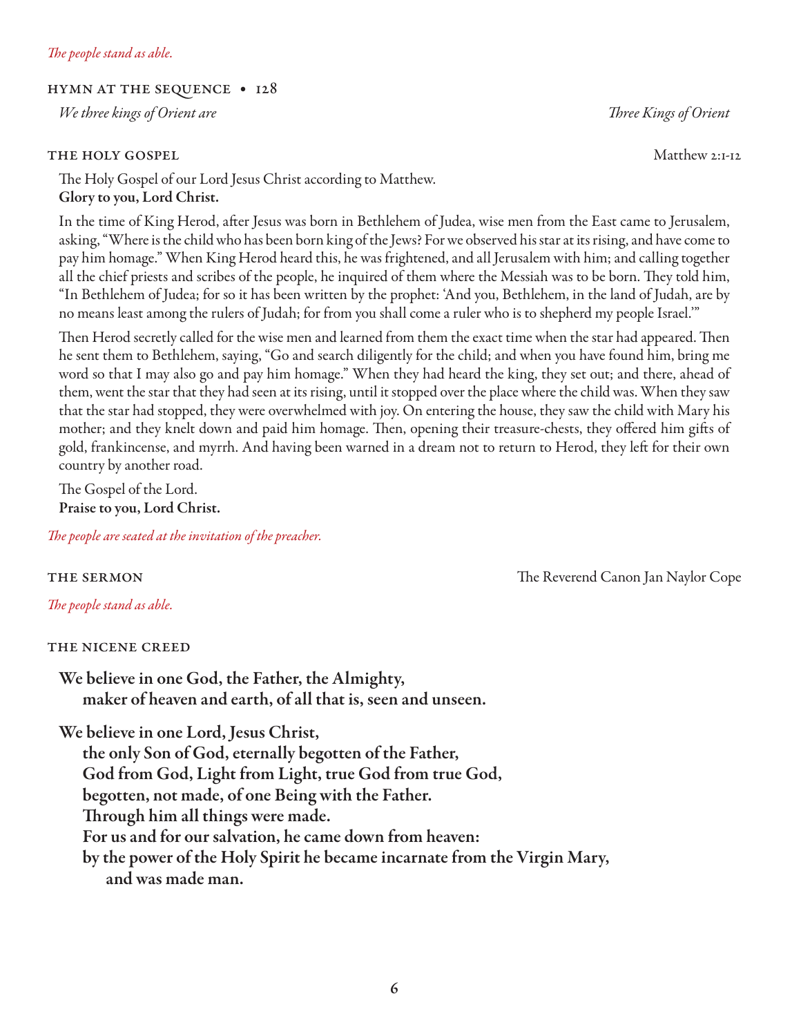*The people stand as able.*

## Hymn at the Sequence • 128

*We three kings of Orient are* — *Three Kings of Orient*

## The Holy Gospel

Matthew 2:1-12

The Holy Gospel of our Lord Jesus Christ according to Matthew.
**Glory to you, Lord Christ.**

In the time of King Herod, after Jesus was born in Bethlehem of Judea, wise men from the East came to Jerusalem, asking, "Where is the child who has been born king of the Jews? For we observed his star at its rising, and have come to pay him homage." When King Herod heard this, he was frightened, and all Jerusalem with him; and calling together all the chief priests and scribes of the people, he inquired of them where the Messiah was to be born. They told him, "In Bethlehem of Judea; for so it has been written by the prophet: 'And you, Bethlehem, in the land of Judah, are by no means least among the rulers of Judah; for from you shall come a ruler who is to shepherd my people Israel.'"

Then Herod secretly called for the wise men and learned from them the exact time when the star had appeared. Then he sent them to Bethlehem, saying, "Go and search diligently for the child; and when you have found him, bring me word so that I may also go and pay him homage." When they had heard the king, they set out; and there, ahead of them, went the star that they had seen at its rising, until it stopped over the place where the child was. When they saw that the star had stopped, they were overwhelmed with joy. On entering the house, they saw the child with Mary his mother; and they knelt down and paid him homage. Then, opening their treasure-chests, they offered him gifts of gold, frankincense, and myrrh. And having been warned in a dream not to return to Herod, they left for their own country by another road.

The Gospel of the Lord.
**Praise to you, Lord Christ.**

*The people are seated at the invitation of the preacher.*

## The Sermon

The Reverend Canon Jan Naylor Cope

*The people stand as able.*

## The Nicene Creed

**We believe in one God, the Father, the Almighty,
maker of heaven and earth, of all that is, seen and unseen.**

**We believe in one Lord, Jesus Christ,
the only Son of God, eternally begotten of the Father,
God from God, Light from Light, true God from true God,
begotten, not made, of one Being with the Father.
Through him all things were made.
For us and for our salvation, he came down from heaven:
by the power of the Holy Spirit he became incarnate from the Virgin Mary,
and was made man.**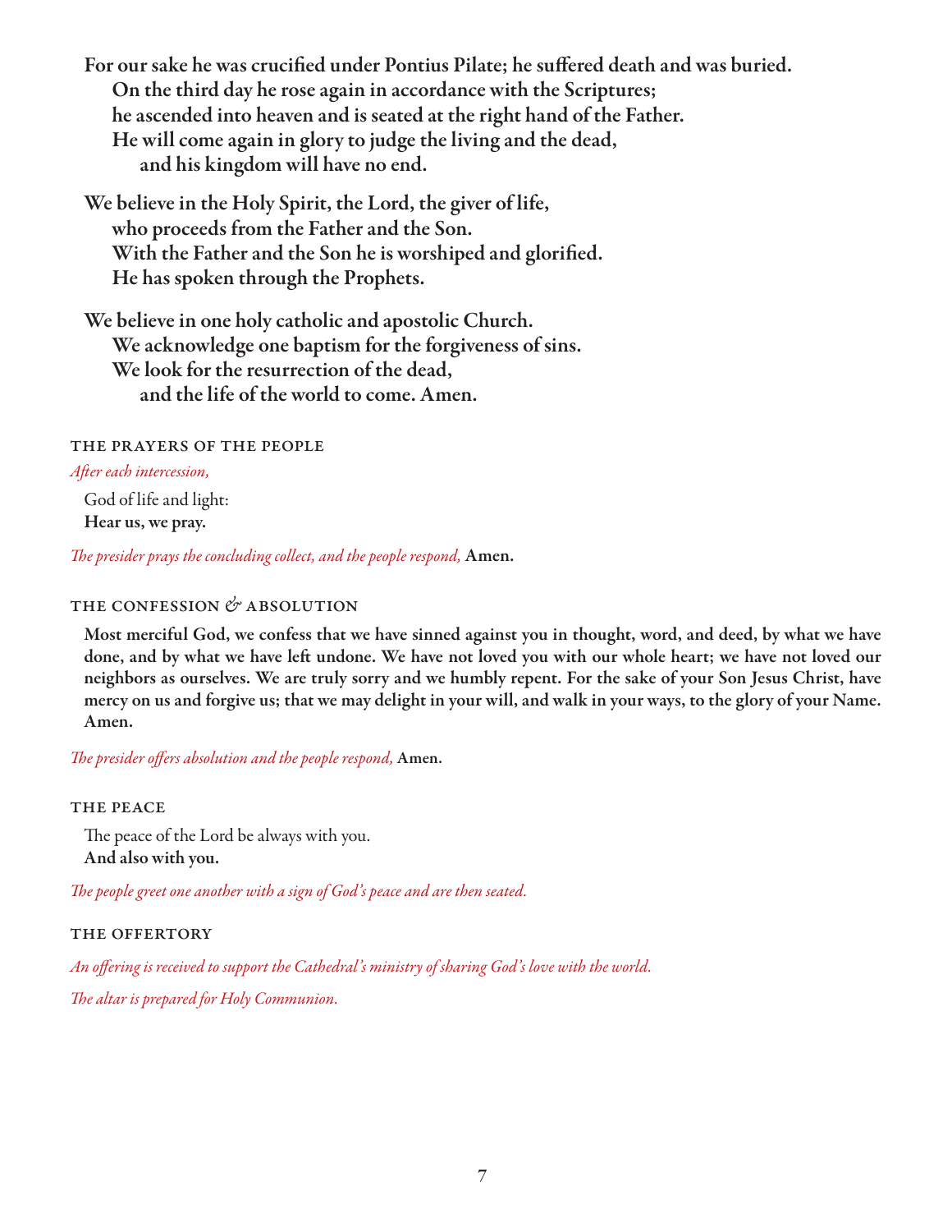**For our sake he was crucified under Pontius Pilate; he suffered death and was buried.**
**On the third day he rose again in accordance with the Scriptures;**
**he ascended into heaven and is seated at the right hand of the Father.**
**He will come again in glory to judge the living and the dead,**
**and his kingdom will have no end.**

**We believe in the Holy Spirit, the Lord, the giver of life,**
**who proceeds from the Father and the Son.**
**With the Father and the Son he is worshiped and glorified.**
**He has spoken through the Prophets.**

**We believe in one holy catholic and apostolic Church.**
**We acknowledge one baptism for the forgiveness of sins.**
**We look for the resurrection of the dead,**
**and the life of the world to come. Amen.**

### THE PRAYERS OF THE PEOPLE

*After each intercession,*

God of life and light:
**Hear us, we pray.**

*The presider prays the concluding collect, and the people respond,* **Amen.**

### THE CONFESSION & ABSOLUTION

**Most merciful God, we confess that we have sinned against you in thought, word, and deed, by what we have done, and by what we have left undone. We have not loved you with our whole heart; we have not loved our neighbors as ourselves. We are truly sorry and we humbly repent. For the sake of your Son Jesus Christ, have mercy on us and forgive us; that we may delight in your will, and walk in your ways, to the glory of your Name. Amen.**

*The presider offers absolution and the people respond,* **Amen.**

### THE PEACE

The peace of the Lord be always with you.
**And also with you.**

*The people greet one another with a sign of God's peace and are then seated.*

### THE OFFERTORY

*An offering is received to support the Cathedral's ministry of sharing God's love with the world.*

*The altar is prepared for Holy Communion.*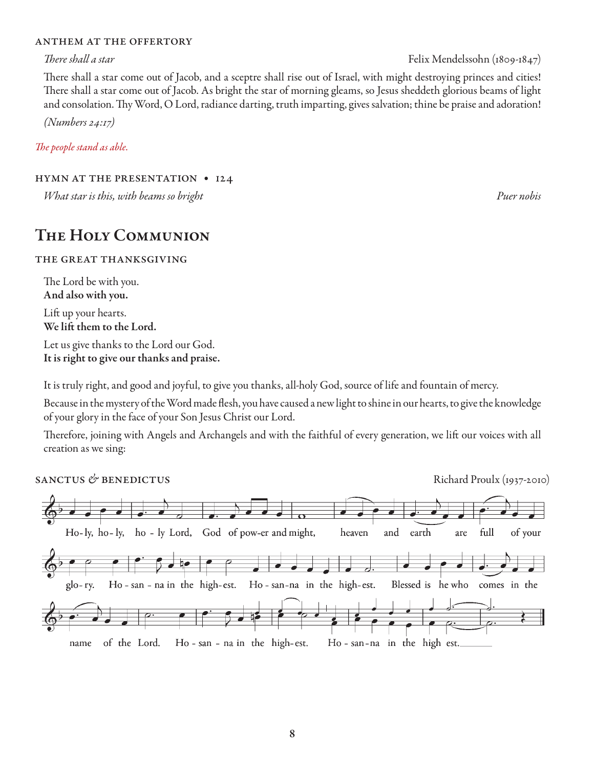### ANTHEM AT THE OFFERTORY

*There shall a star* Felix Mendelssohn (1809-1847)

There shall a star come out of Jacob, and a sceptre shall rise out of Israel, with might destroying princes and cities! There shall a star come out of Jacob. As bright the star of morning gleams, so Jesus sheddeth glorious beams of light and consolation. Thy Word, O Lord, radiance darting, truth imparting, gives salvation; thine be praise and adoration!

*(Numbers 24:17)*

*The people stand as able.*

### HYMN AT THE PRESENTATION • 124

*What star is this, with beams so bright* *Puer nobis*

# The Holy Communion

### THE GREAT THANKSGIVING

The Lord be with you.
**And also with you.**

Lift up your hearts.
**We lift them to the Lord.**

Let us give thanks to the Lord our God.
**It is right to give our thanks and praise.**

It is truly right, and good and joyful, to give you thanks, all-holy God, source of life and fountain of mercy.

Because in the mystery of the Word made flesh, you have caused a new light to shine in our hearts, to give the knowledge of your glory in the face of your Son Jesus Christ our Lord.

Therefore, joining with Angels and Archangels and with the faithful of every generation, we lift our voices with all creation as we sing:

### SANCTUS & BENEDICTUS

Richard Proulx (1937-2010)

Ho-ly, ho-ly, ho-ly Lord, God of pow-er and might, heaven and earth are full of your glo-ry. Ho-san-na in the high-est. Ho-san-na in the high-est. Blessed is he who comes in the name of the Lord. Ho-san-na in the high-est. Ho-san-na in the high est.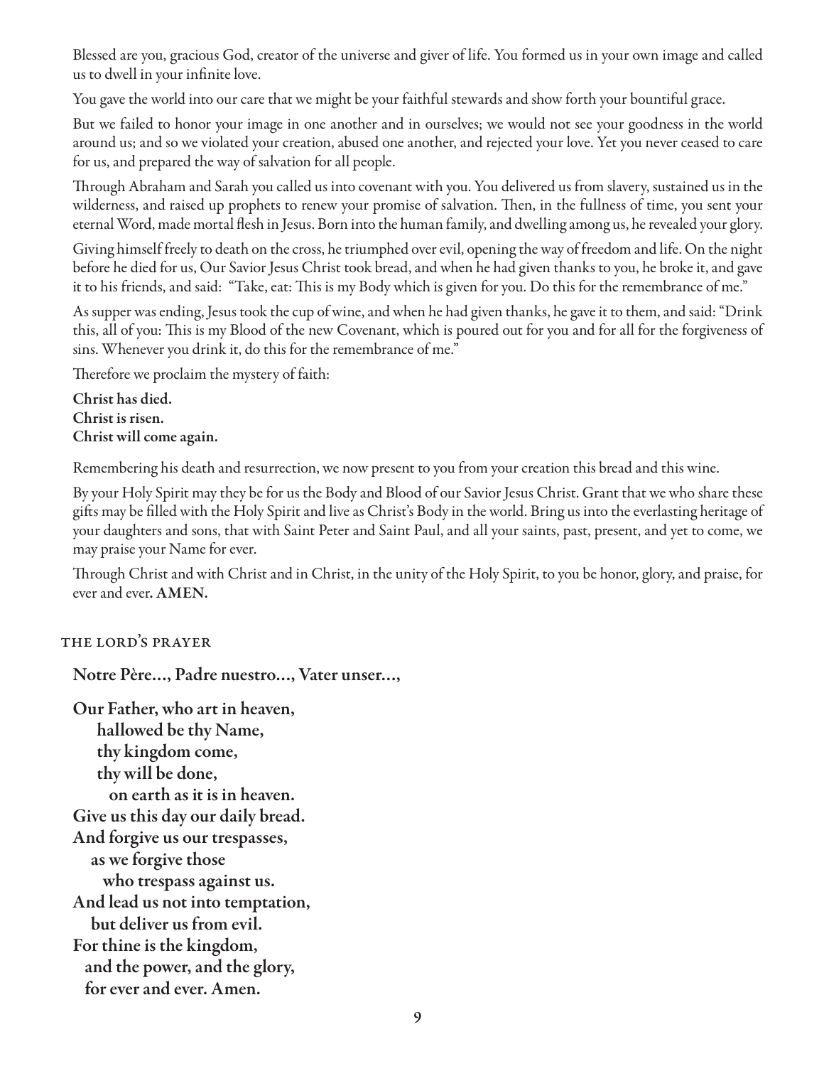Blessed are you, gracious God, creator of the universe and giver of life. You formed us in your own image and called us to dwell in your infinite love.

You gave the world into our care that we might be your faithful stewards and show forth your bountiful grace.

But we failed to honor your image in one another and in ourselves; we would not see your goodness in the world around us; and so we violated your creation, abused one another, and rejected your love. Yet you never ceased to care for us, and prepared the way of salvation for all people.

Through Abraham and Sarah you called us into covenant with you. You delivered us from slavery, sustained us in the wilderness, and raised up prophets to renew your promise of salvation. Then, in the fullness of time, you sent your eternal Word, made mortal flesh in Jesus. Born into the human family, and dwelling among us, he revealed your glory.

Giving himself freely to death on the cross, he triumphed over evil, opening the way of freedom and life. On the night before he died for us, Our Savior Jesus Christ took bread, and when he had given thanks to you, he broke it, and gave it to his friends, and said: "Take, eat: This is my Body which is given for you. Do this for the remembrance of me."

As supper was ending, Jesus took the cup of wine, and when he had given thanks, he gave it to them, and said: "Drink this, all of you: This is my Blood of the new Covenant, which is poured out for you and for all for the forgiveness of sins. Whenever you drink it, do this for the remembrance of me."

Therefore we proclaim the mystery of faith:

**Christ has died.**
**Christ is risen.**
**Christ will come again.**

Remembering his death and resurrection, we now present to you from your creation this bread and this wine.

By your Holy Spirit may they be for us the Body and Blood of our Savior Jesus Christ. Grant that we who share these gifts may be filled with the Holy Spirit and live as Christ's Body in the world. Bring us into the everlasting heritage of your daughters and sons, that with Saint Peter and Saint Paul, and all your saints, past, present, and yet to come, we may praise your Name for ever.

Through Christ and with Christ and in Christ, in the unity of the Holy Spirit, to you be honor, glory, and praise, for ever and ever. **AMEN.**

## The Lord's Prayer

**Notre Père..., Padre nuestro..., Vater unser...,**

**Our Father, who art in heaven,**
**hallowed be thy Name,**
**thy kingdom come,**
**thy will be done,**
**on earth as it is in heaven.**
**Give us this day our daily bread.**
**And forgive us our trespasses,**
**as we forgive those**
**who trespass against us.**
**And lead us not into temptation,**
**but deliver us from evil.**
**For thine is the kingdom,**
**and the power, and the glory,**
**for ever and ever. Amen.**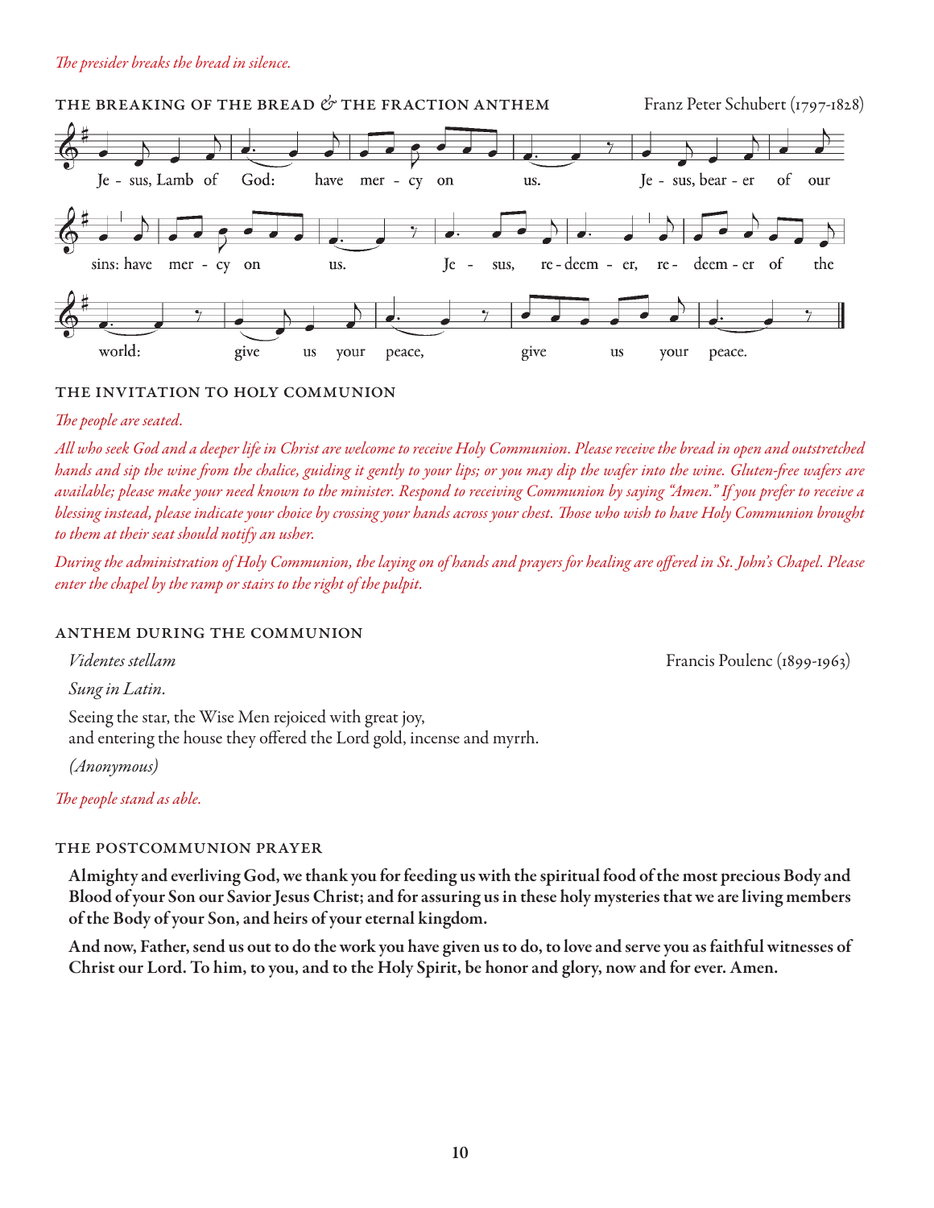*The presider breaks the bread in silence.*

### THE BREAKING OF THE BREAD & THE FRACTION ANTHEM

Franz Peter Schubert (1797-1828)

Je - sus, Lamb of God: have mer - cy on us. Je - sus, bear - er of our sins: have mer - cy on us. Je - sus, re - deem - er, re - deem - er of the world: give us your peace, give us your peace.

### THE INVITATION TO HOLY COMMUNION

*The people are seated.*

*All who seek God and a deeper life in Christ are welcome to receive Holy Communion. Please receive the bread in open and outstretched hands and sip the wine from the chalice, guiding it gently to your lips; or you may dip the wafer into the wine. Gluten-free wafers are available; please make your need known to the minister. Respond to receiving Communion by saying "Amen." If you prefer to receive a blessing instead, please indicate your choice by crossing your hands across your chest. Those who wish to have Holy Communion brought to them at their seat should notify an usher.*

*During the administration of Holy Communion, the laying on of hands and prayers for healing are offered in St. John's Chapel. Please enter the chapel by the ramp or stairs to the right of the pulpit.*

### ANTHEM DURING THE COMMUNION

*Videntes stellam* — Francis Poulenc (1899-1963)

*Sung in Latin.*

Seeing the star, the Wise Men rejoiced with great joy,
and entering the house they offered the Lord gold, incense and myrrh.

*(Anonymous)*

*The people stand as able.*

### THE POSTCOMMUNION PRAYER

**Almighty and everliving God, we thank you for feeding us with the spiritual food of the most precious Body and Blood of your Son our Savior Jesus Christ; and for assuring us in these holy mysteries that we are living members of the Body of your Son, and heirs of your eternal kingdom.**

**And now, Father, send us out to do the work you have given us to do, to love and serve you as faithful witnesses of Christ our Lord. To him, to you, and to the Holy Spirit, be honor and glory, now and for ever. Amen.**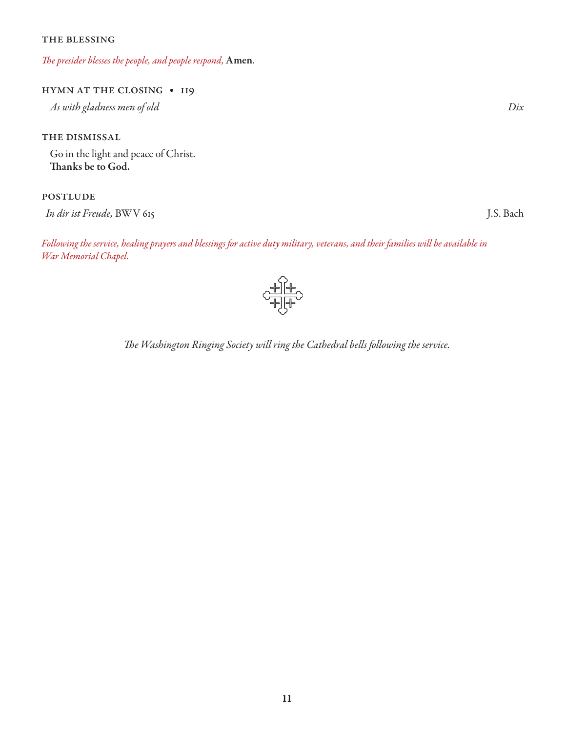### THE BLESSING

*The presider blesses the people, and people respond,* **Amen.**

### HYMN AT THE CLOSING • 119

*As with gladness men of old* — *Dix*

### THE DISMISSAL

Go in the light and peace of Christ.
**Thanks be to God.**

### POSTLUDE

*In dir ist Freude,* BWV 615 — J.S. Bach

*Following the service, healing prayers and blessings for active duty military, veterans, and their families will be available in War Memorial Chapel.*

*The Washington Ringing Society will ring the Cathedral bells following the service.*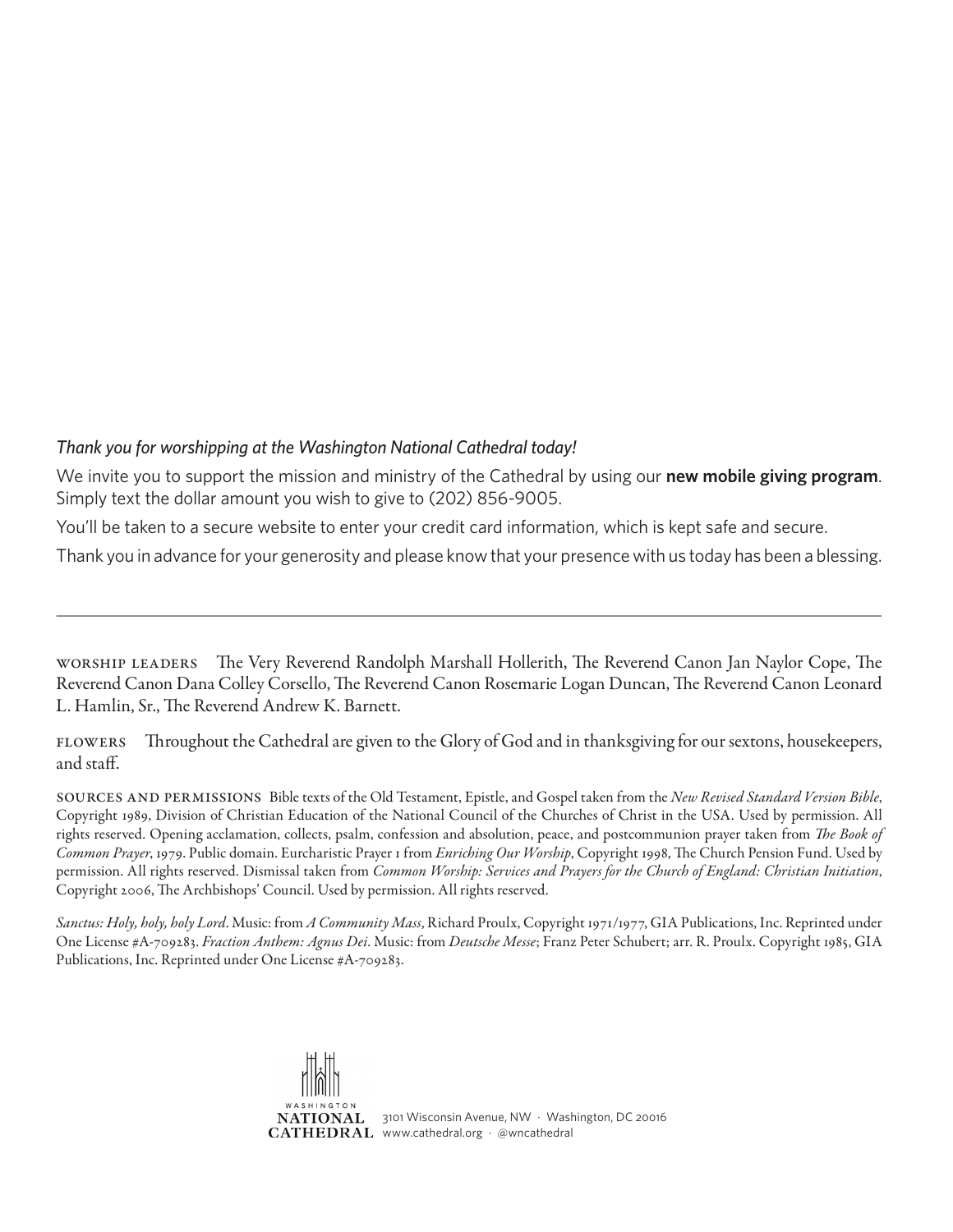*Thank you for worshipping at the Washington National Cathedral today!*

We invite you to support the mission and ministry of the Cathedral by using our **new mobile giving program**. Simply text the dollar amount you wish to give to (202) 856-9005.

You'll be taken to a secure website to enter your credit card information, which is kept safe and secure.

Thank you in advance for your generosity and please know that your presence with us today has been a blessing.

---

WORSHIP LEADERS The Very Reverend Randolph Marshall Hollerith, The Reverend Canon Jan Naylor Cope, The Reverend Canon Dana Colley Corsello, The Reverend Canon Rosemarie Logan Duncan, The Reverend Canon Leonard L. Hamlin, Sr., The Reverend Andrew K. Barnett.

FLOWERS Throughout the Cathedral are given to the Glory of God and in thanksgiving for our sextons, housekeepers, and staff.

SOURCES AND PERMISSIONS Bible texts of the Old Testament, Epistle, and Gospel taken from the *New Revised Standard Version Bible*, Copyright 1989, Division of Christian Education of the National Council of the Churches of Christ in the USA. Used by permission. All rights reserved. Opening acclamation, collects, psalm, confession and absolution, peace, and postcommunion prayer taken from *The Book of Common Prayer*, 1979. Public domain. Eucharistic Prayer 1 from *Enriching Our Worship*, Copyright 1998, The Church Pension Fund. Used by permission. All rights reserved. Dismissal taken from *Common Worship: Services and Prayers for the Church of England: Christian Initiation*, Copyright 2006, The Archbishops' Council. Used by permission. All rights reserved.

*Sanctus: Holy, holy, holy Lord*. Music: from *A Community Mass*, Richard Proulx, Copyright 1971/1977, GIA Publications, Inc. Reprinted under One License #A-709283. *Fraction Anthem: Agnus Dei*. Music: from *Deutsche Messe*; Franz Peter Schubert; arr. R. Proulx. Copyright 1985, GIA Publications, Inc. Reprinted under One License #A-709283.

WASHINGTON NATIONAL CATHEDRAL 3101 Wisconsin Avenue, NW · Washington, DC 20016
www.cathedral.org · @wncathedral